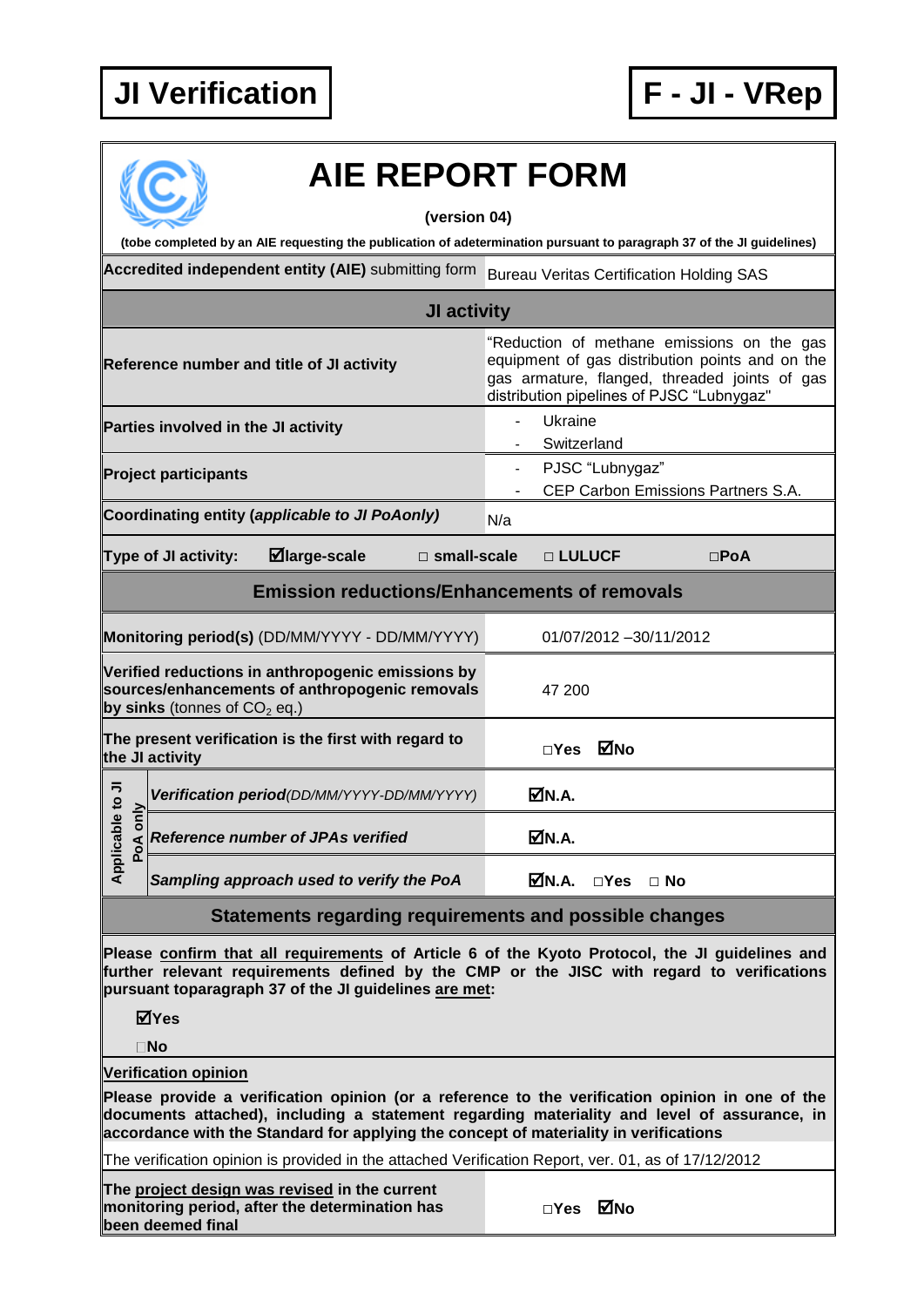**JI Verification** | **F - JI - VRep**

# AIE REPORT FORM

**(version 04)**

**(tobe completed by an AIE requesting the publication of adetermination pursuant to paragraph 37 of the JI guidelines)**

| **Accredited independent entity (AIE)** submitting form | Bureau Veritas Certification Holding SAS |
|---|---|
| **JI activity** | |
| **Reference number and title of JI activity** | "Reduction of methane emissions on the gas equipment of gas distribution points and on the gas armature, flanged, threaded joints of gas distribution pipelines of PJSC "Lubnygaz" |
| **Parties involved in the JI activity** | - Ukraine<br>- Switzerland |
| **Project participants** | - PJSC "Lubnygaz"<br>- CEP Carbon Emissions Partners S.A. |
| **Coordinating entity (*applicable to JI PoAonly*)** | N/a |
| **Type of JI activity:** ☑**large-scale** □ **small-scale** | □ **LULUCF** □**PoA** |
| **Emission reductions/Enhancements of removals** | |
| **Monitoring period(s)** (DD/MM/YYYY - DD/MM/YYYY) | 01/07/2012 –30/11/2012 |
| **Verified reductions in anthropogenic emissions by sources/enhancements of anthropogenic removals by sinks** (tonnes of $CO_2$ eq.) | 47 200 |
| **The present verification is the first with regard to the JI activity** | □**Yes** ☑**No** |
| **Applicable to JI PoA only** – ***Verification period****(DD/MM/YYYY-DD/MM/YYYY)* | ☑**N.A.** |
| **Applicable to JI PoA only** – ***Reference number of JPAs verified*** | ☑**N.A.** |
| **Applicable to JI PoA only** – ***Sampling approach used to verify the PoA*** | ☑**N.A.** □**Yes** □ **No** |

## Statements regarding requirements and possible changes

**Please confirm that all requirements of Article 6 of the Kyoto Protocol, the JI guidelines and further relevant requirements defined by the CMP or the JISC with regard to verifications pursuant toparagraph 37 of the JI guidelines are met:**

☑**Yes**

□**No**

**Verification opinion**

**Please provide a verification opinion (or a reference to the verification opinion in one of the documents attached), including a statement regarding materiality and level of assurance, in accordance with the Standard for applying the concept of materiality in verifications**

The verification opinion is provided in the attached Verification Report, ver. 01, as of 17/12/2012

| **The project design was revised in the current monitoring period, after the determination has been deemed final** | □**Yes** ☑**No** |
|---|---|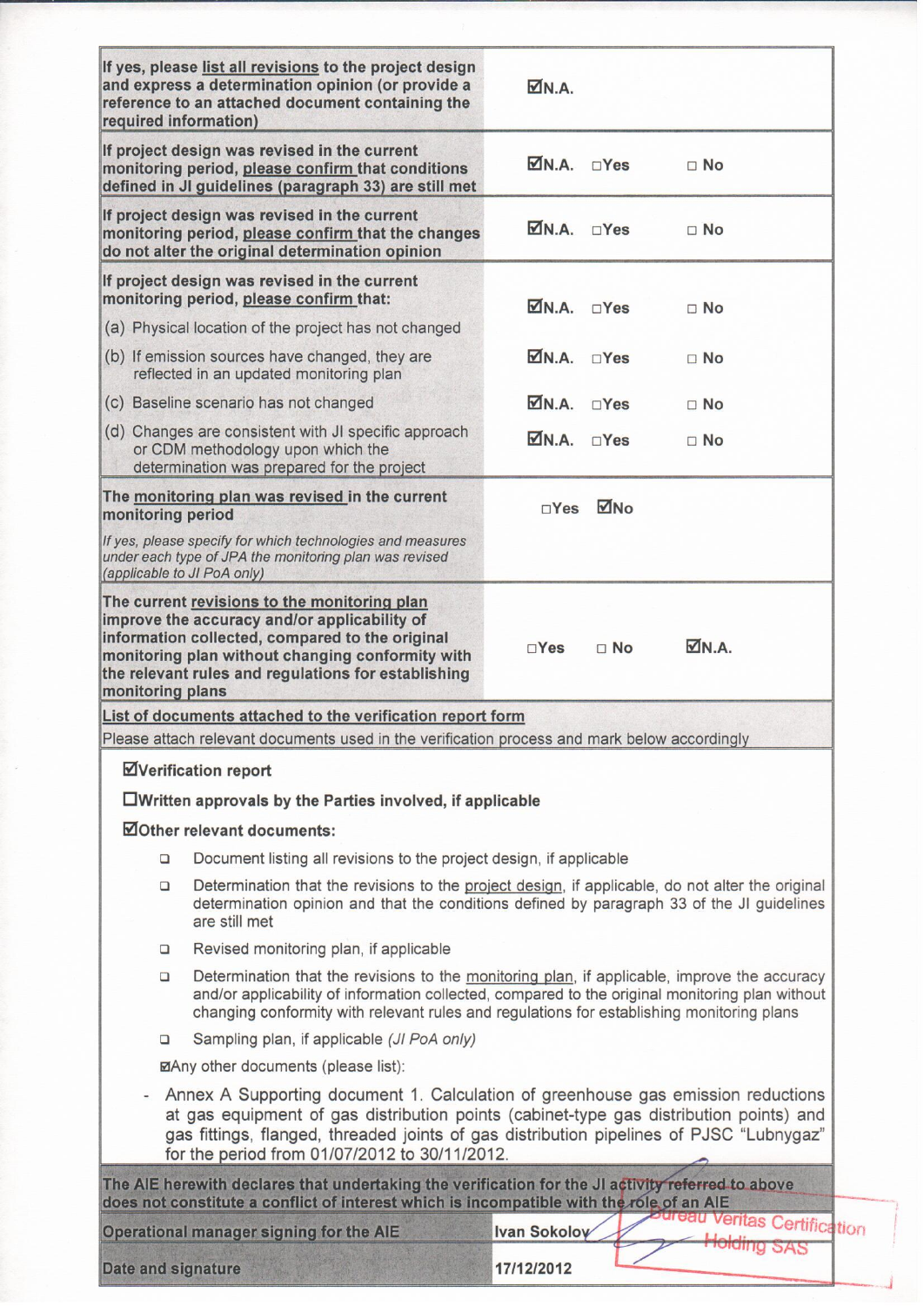| | | | |
|---|---|---|---|
| **If yes, please list all revisions to the project design and express a determination opinion (or provide a reference to an attached document containing the required information)** | ☑N.A. | | |
| **If project design was revised in the current monitoring period, please confirm that conditions defined in JI guidelines (paragraph 33) are still met** | ☑N.A. | ☐Yes | ☐ No |
| **If project design was revised in the current monitoring period, please confirm that the changes do not alter the original determination opinion** | ☑N.A. | ☐Yes | ☐ No |
| **If project design was revised in the current monitoring period, please confirm that:** (a) Physical location of the project has not changed | ☑N.A. | ☐Yes | ☐ No |
| (b) If emission sources have changed, they are reflected in an updated monitoring plan | ☑N.A. | ☐Yes | ☐ No |
| (c) Baseline scenario has not changed | ☑N.A. | ☐Yes | ☐ No |
| (d) Changes are consistent with JI specific approach or CDM methodology upon which the determination was prepared for the project | ☑N.A. | ☐Yes | ☐ No |
| **The monitoring plan was revised in the current monitoring period** *If yes, please specify for which technologies and measures under each type of JPA the monitoring plan was revised (applicable to JI PoA only)* | ☐Yes | ☑No | |
| **The current revisions to the monitoring plan improve the accuracy and/or applicability of information collected, compared to the original monitoring plan without changing conformity with the relevant rules and regulations for establishing monitoring plans** | ☐Yes | ☐ No | ☑N.A. |

**List of documents attached to the verification report form**

Please attach relevant documents used in the verification process and mark below accordingly

☑**Verification report**

☐**Written approvals by the Parties involved, if applicable**

☑**Other relevant documents:**

- ☐ Document listing all revisions to the project design, if applicable
- ☐ Determination that the revisions to the project design, if applicable, do not alter the original determination opinion and that the conditions defined by paragraph 33 of the JI guidelines are still met
- ☐ Revised monitoring plan, if applicable
- ☐ Determination that the revisions to the monitoring plan, if applicable, improve the accuracy and/or applicability of information collected, compared to the original monitoring plan without changing conformity with relevant rules and regulations for establishing monitoring plans
- ☐ Sampling plan, if applicable *(JI PoA only)*

☑Any other documents (please list):

- Annex A Supporting document 1. Calculation of greenhouse gas emission reductions at gas equipment of gas distribution points (cabinet-type gas distribution points) and gas fittings, flanged, threaded joints of gas distribution pipelines of PJSC "Lubnygaz" for the period from 01/07/2012 to 30/11/2012.

**The AIE herewith declares that undertaking the verification for the JI activity referred to above does not constitute a conflict of interest which is incompatible with the role of an AIE**

| | |
|---|---|
| **Operational manager signing for the AIE** | Ivan Sokolov |
| **Date and signature** | 17/12/2012 |

Bureau Veritas Certification Holding SAS